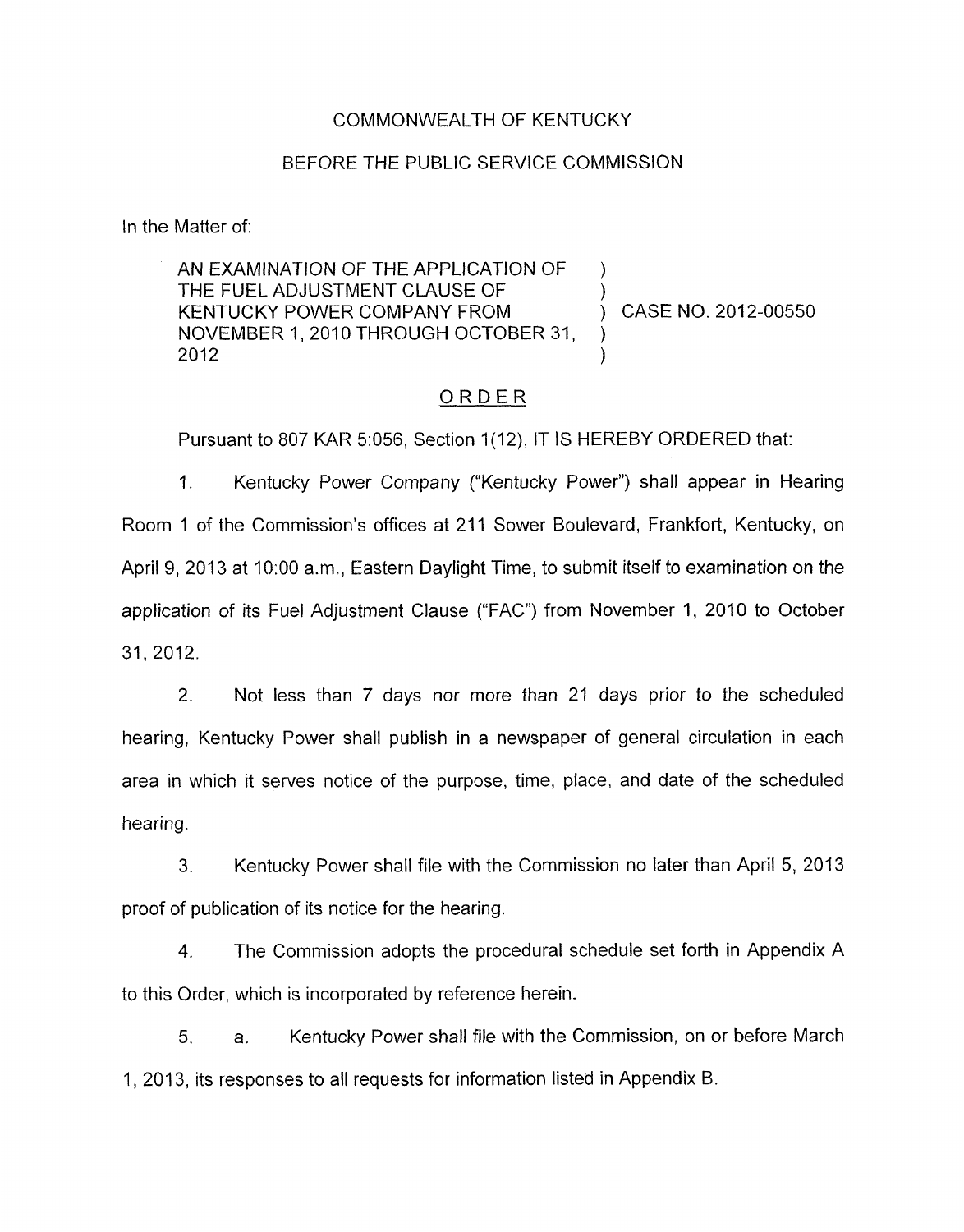COMMONWEALTH OF KENTUCKY

BEFORE THE PUBLIC SERVICE COMMISSION

In the Matter of:

AN EXAMINATION OF THE APPLICATION OF THE FUEL ADJUSTMENT CLAUSE OF KENTUCKY POWER COMPANY FROM NOVEMBER 1, 2010 THROUGH OCTOBER 31, 2012 ) CASE NO. 2012-00550

## ORDER

Pursuant to 807 KAR 5:056, Section 1(12), IT IS HEREBY ORDERED that:

1. Kentucky Power Company ("Kentucky Power") shall appear in Hearing Room 1 of the Commission's offices at 211 Sower Boulevard, Frankfort, Kentucky, on April 9, 2013 at 10:00 a.m., Eastern Daylight Time, to submit itself to examination on the application of its Fuel Adjustment Clause ("FAC") from November 1, 2010 to October 31, 2012.

2. Not less than 7 days nor more than 21 days prior to the scheduled hearing, Kentucky Power shall publish in a newspaper of general circulation in each area in which it serves notice of the purpose, time, place, and date of the scheduled hearing.

3. Kentucky Power shall file with the Commission no later than April 5, 2013 proof of publication of its notice for the hearing.

4. The Commission adopts the procedural schedule set forth in Appendix A to this Order, which is incorporated by reference herein.

5. a. Kentucky Power shall file with the Commission, on or before March 1, 2013, its responses to all requests for information listed in Appendix B.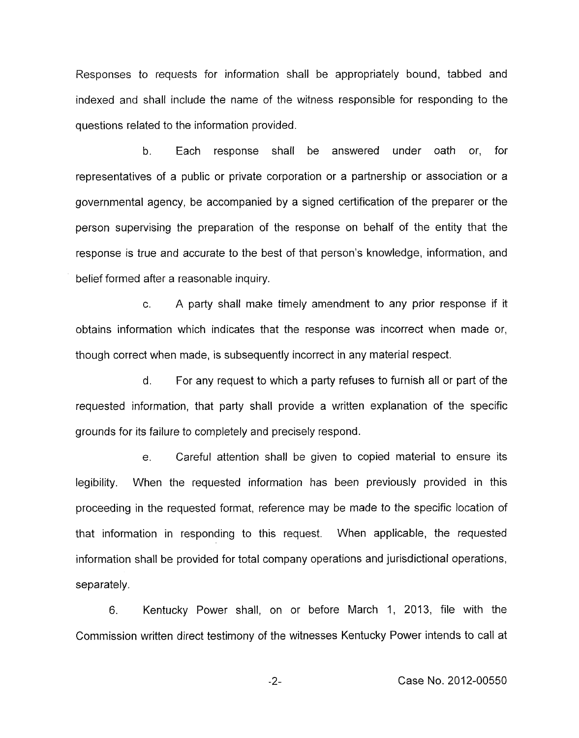Responses to requests for information shall be appropriately bound, tabbed and indexed and shall include the name of the witness responsible for responding to the questions related to the information provided.

b. Each response shall be answered under oath or, for representatives of a public or private corporation or a partnership or association or a governmental agency, be accompanied by a signed certification of the preparer or the person supervising the preparation of the response on behalf of the entity that the response is true and accurate to the best of that person's knowledge, information, and belief formed after a reasonable inquiry.

c. A party shall make timely amendment to any prior response if it obtains information which indicates that the response was incorrect when made or, though correct when made, is subsequently incorrect in any material respect.

d. For any request to which a party refuses to furnish all or part of the requested information, that party shall provide a written explanation of the specific grounds for its failure to completely and precisely respond.

e. Careful attention shall be given to copied material to ensure its legibility. When the requested information has been previously provided in this proceeding in the requested format, reference may be made to the specific location of that information in responding to this request. When applicable, the requested information shall be provided for total company operations and jurisdictional operations, separately.

6. Kentucky Power shall, on or before March 1, 2013, file with the Commission written direct testimony of the witnesses Kentucky Power intends to call at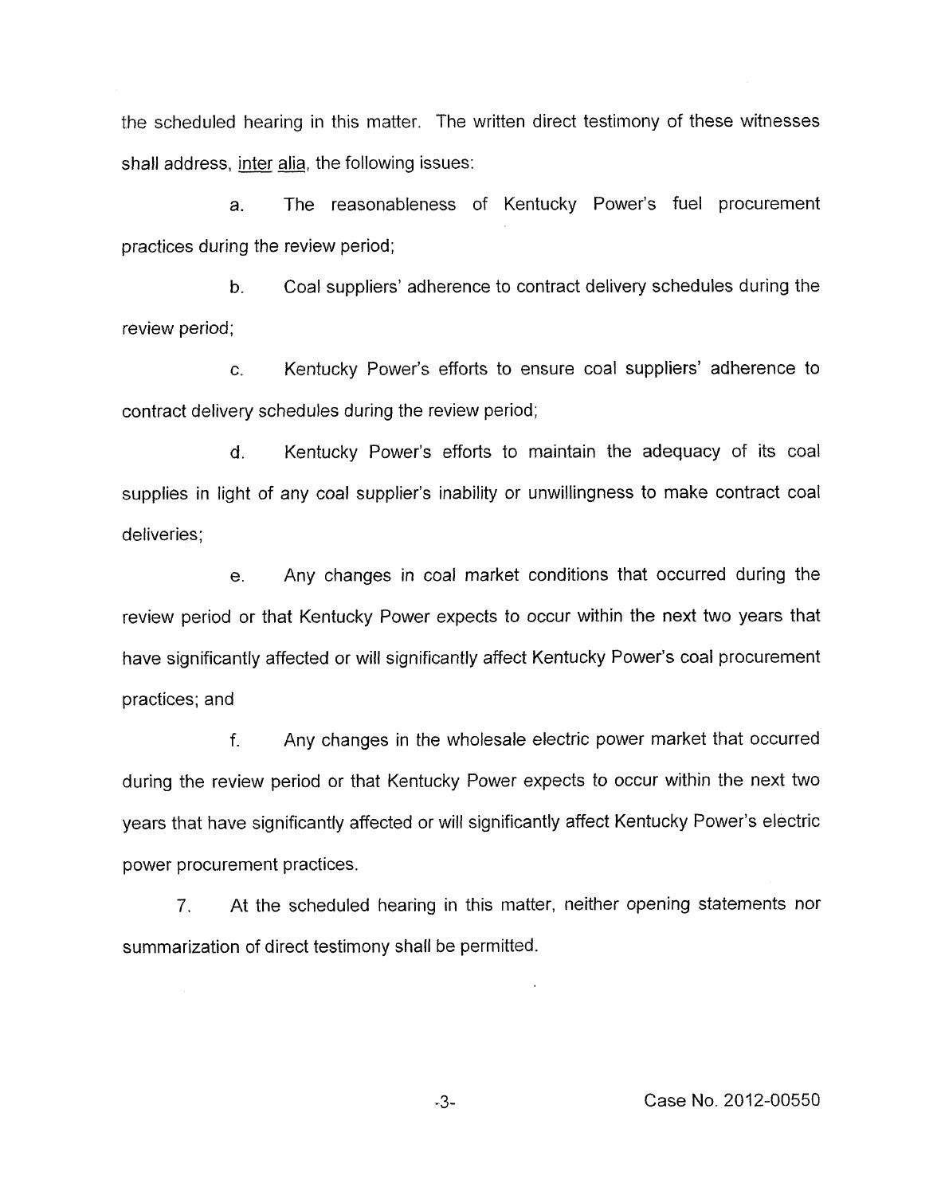the scheduled hearing in this matter. The written direct testimony of these witnesses shall address, inter alia, the following issues:

a. The reasonableness of Kentucky Power's fuel procurement practices during the review period;

b. Coal suppliers' adherence to contract delivery schedules during the review period;

c. Kentucky Power's efforts to ensure coal suppliers' adherence to contract delivery schedules during the review period;

d. Kentucky Power's efforts to maintain the adequacy of its coal supplies in light of any coal supplier's inability or unwillingness to make contract coal deliveries;

e. Any changes in coal market conditions that occurred during the review period or that Kentucky Power expects to occur within the next two years that have significantly affected or will significantly affect Kentucky Power's coal procurement practices; and

f. Any changes in the wholesale electric power market that occurred during the review period or that Kentucky Power expects to occur within the next two years that have significantly affected or will significantly affect Kentucky Power's electric power procurement practices.

7. At the scheduled hearing in this matter, neither opening statements nor summarization of direct testimony shall be permitted.

Case No. 2012-00550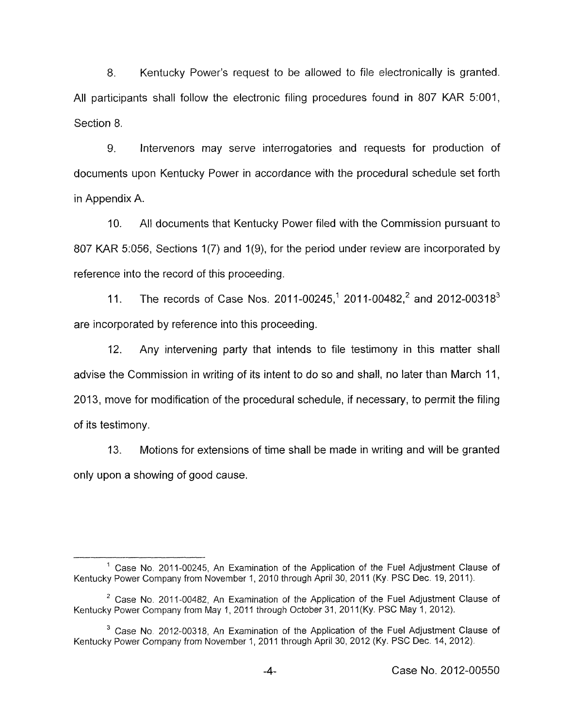8. Kentucky Power's request to be allowed to file electronically is granted. All participants shall follow the electronic filing procedures found in 807 KAR 5:001, Section 8.

9. Intervenors may serve interrogatories and requests for production of documents upon Kentucky Power in accordance with the procedural schedule set forth in Appendix A.

10. All documents that Kentucky Power filed with the Commission pursuant to 807 KAR 5:056, Sections 1(7) and 1(9), for the period under review are incorporated by reference into the record of this proceeding.

11. The records of Case Nos. 2011-00245,[1] 2011-00482,[2] and 2012-00318[3] are incorporated by reference into this proceeding.

12. Any intervening party that intends to file testimony in this matter shall advise the Commission in writing of its intent to do so and shall, no later than March 11, 2013, move for modification of the procedural schedule, if necessary, to permit the filing of its testimony.

13. Motions for extensions of time shall be made in writing and will be granted only upon a showing of good cause.

---

[1] Case No. 2011-00245, An Examination of the Application of the Fuel Adjustment Clause of Kentucky Power Company from November 1, 2010 through April 30, 2011 (Ky. PSC Dec. 19, 2011).

[2] Case No. 2011-00482, An Examination of the Application of the Fuel Adjustment Clause of Kentucky Power Company from May 1, 2011 through October 31, 2011(Ky. PSC May 1, 2012).

[3] Case No. 2012-00318, An Examination of the Application of the Fuel Adjustment Clause of Kentucky Power Company from November 1, 2011 through April 30, 2012 (Ky. PSC Dec. 14, 2012).

Case No. 2012-00550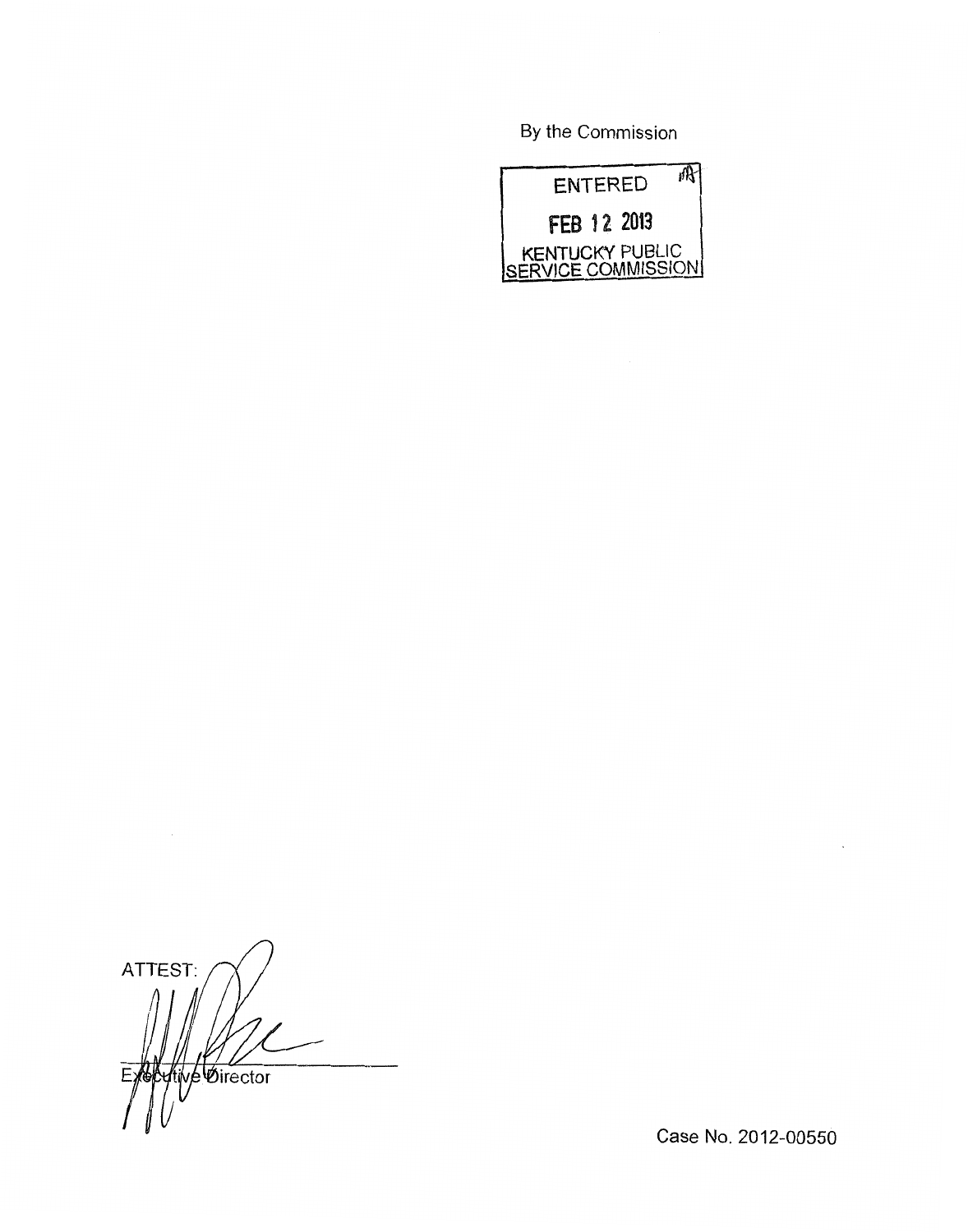By the Commission

ENTERED

FEB 12 2013

KENTUCKY PUBLIC SERVICE COMMISSION

ATTEST:

Executive Director

Case No. 2012-00550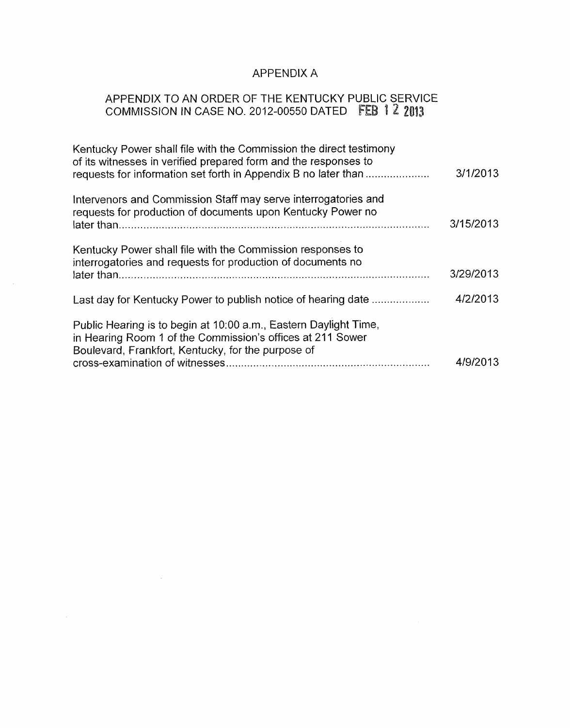# APPENDIX A

## APPENDIX TO AN ORDER OF THE KENTUCKY PUBLIC SERVICE COMMISSION IN CASE NO. 2012-00550 DATED FEB 12 2013

| | |
|---|---|
| Kentucky Power shall file with the Commission the direct testimony of its witnesses in verified prepared form and the responses to requests for information set forth in Appendix B no later than ..................... | 3/1/2013 |
| Intervenors and Commission Staff may serve interrogatories and requests for production of documents upon Kentucky Power no later than..................................................................................................... | 3/15/2013 |
| Kentucky Power shall file with the Commission responses to interrogatories and requests for production of documents no later than..................................................................................................... | 3/29/2013 |
| Last day for Kentucky Power to publish notice of hearing date ................... | 4/2/2013 |
| Public Hearing is to begin at 10:00 a.m., Eastern Daylight Time, in Hearing Room 1 of the Commission's offices at 211 Sower Boulevard, Frankfort, Kentucky, for the purpose of cross-examination of witnesses.................................................................. | 4/9/2013 |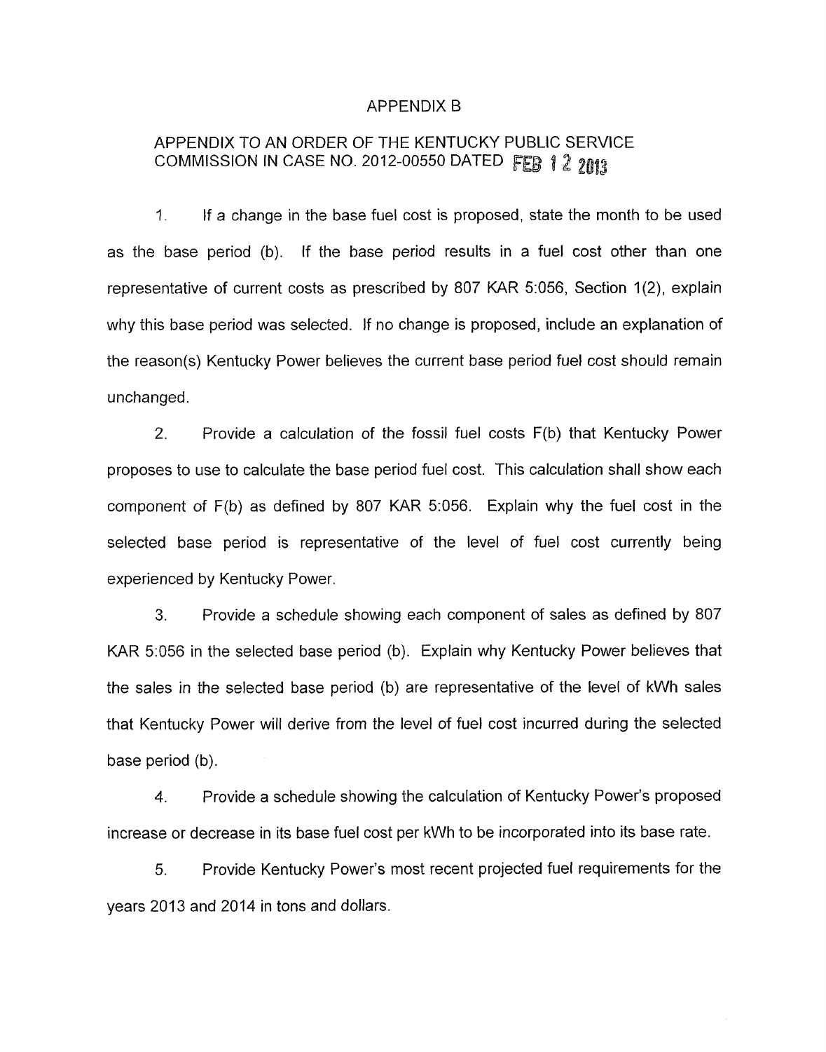# APPENDIX B

## APPENDIX TO AN ORDER OF THE KENTUCKY PUBLIC SERVICE COMMISSION IN CASE NO. 2012-00550 DATED FEB 12 2013

1. If a change in the base fuel cost is proposed, state the month to be used as the base period (b). If the base period results in a fuel cost other than one representative of current costs as prescribed by 807 KAR 5:056, Section 1(2), explain why this base period was selected. If no change is proposed, include an explanation of the reason(s) Kentucky Power believes the current base period fuel cost should remain unchanged.

2. Provide a calculation of the fossil fuel costs F(b) that Kentucky Power proposes to use to calculate the base period fuel cost. This calculation shall show each component of F(b) as defined by 807 KAR 5:056. Explain why the fuel cost in the selected base period is representative of the level of fuel cost currently being experienced by Kentucky Power.

3. Provide a schedule showing each component of sales as defined by 807 KAR 5:056 in the selected base period (b). Explain why Kentucky Power believes that the sales in the selected base period (b) are representative of the level of kWh sales that Kentucky Power will derive from the level of fuel cost incurred during the selected base period (b).

4. Provide a schedule showing the calculation of Kentucky Power's proposed increase or decrease in its base fuel cost per kWh to be incorporated into its base rate.

5. Provide Kentucky Power's most recent projected fuel requirements for the years 2013 and 2014 in tons and dollars.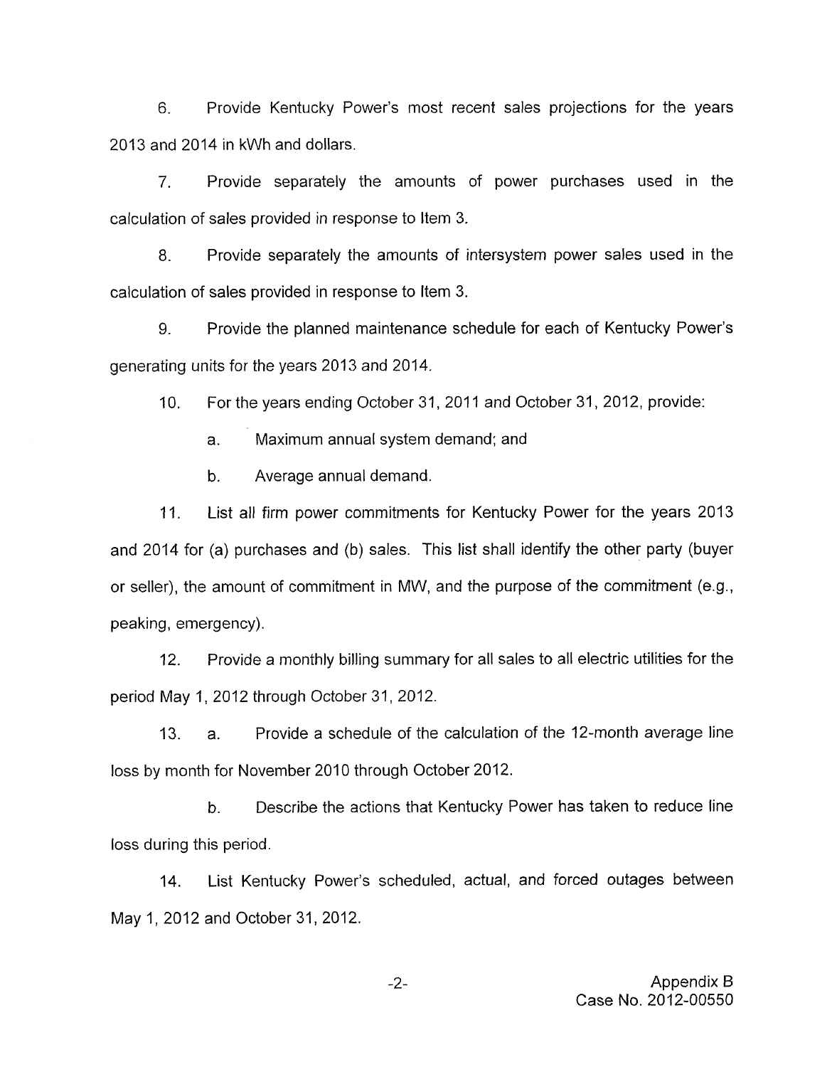6. Provide Kentucky Power's most recent sales projections for the years 2013 and 2014 in kWh and dollars.

7. Provide separately the amounts of power purchases used in the calculation of sales provided in response to Item 3.

8. Provide separately the amounts of intersystem power sales used in the calculation of sales provided in response to Item 3.

9. Provide the planned maintenance schedule for each of Kentucky Power's generating units for the years 2013 and 2014.

10. For the years ending October 31, 2011 and October 31, 2012, provide:

    a. Maximum annual system demand; and

    b. Average annual demand.

11. List all firm power commitments for Kentucky Power for the years 2013 and 2014 for (a) purchases and (b) sales. This list shall identify the other party (buyer or seller), the amount of commitment in MW, and the purpose of the commitment (e.g., peaking, emergency).

12. Provide a monthly billing summary for all sales to all electric utilities for the period May 1, 2012 through October 31, 2012.

13. a. Provide a schedule of the calculation of the 12-month average line loss by month for November 2010 through October 2012.

    b. Describe the actions that Kentucky Power has taken to reduce line loss during this period.

14. List Kentucky Power's scheduled, actual, and forced outages between May 1, 2012 and October 31, 2012.

Appendix B
Case No. 2012-00550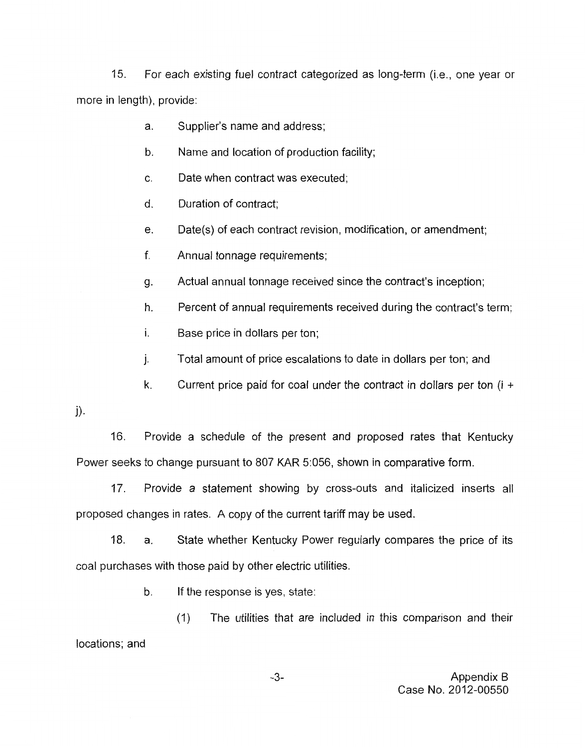15. For each existing fuel contract categorized as long-term (i.e., one year or more in length), provide:

a. Supplier's name and address;

b. Name and location of production facility;

c. Date when contract was executed;

d. Duration of contract;

e. Date(s) of each contract revision, modification, or amendment;

f. Annual tonnage requirements;

g. Actual annual tonnage received since the contract's inception;

h. Percent of annual requirements received during the contract's term;

i. Base price in dollars per ton;

j. Total amount of price escalations to date in dollars per ton; and

k. Current price paid for coal under the contract in dollars per ton (i + j).

16. Provide a schedule of the present and proposed rates that Kentucky Power seeks to change pursuant to 807 KAR 5:056, shown in comparative form.

17. Provide a statement showing by cross-outs and italicized inserts all proposed changes in rates. A copy of the current tariff may be used.

18. a. State whether Kentucky Power regularly compares the price of its coal purchases with those paid by other electric utilities.

b. If the response is yes, state:

(1) The utilities that are included in this comparison and their locations; and

Appendix B
Case No. 2012-00550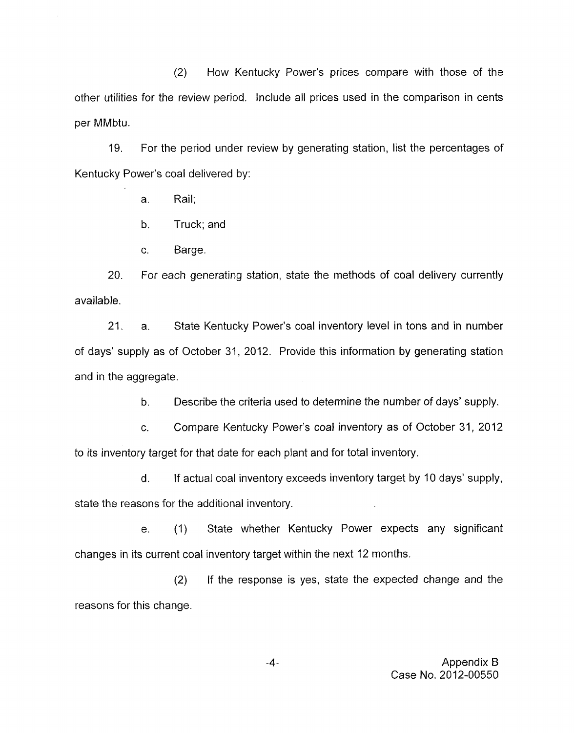(2) How Kentucky Power's prices compare with those of the other utilities for the review period. Include all prices used in the comparison in cents per MMbtu.

19. For the period under review by generating station, list the percentages of Kentucky Power's coal delivered by:

a. Rail;

b. Truck; and

c. Barge.

20. For each generating station, state the methods of coal delivery currently available.

21. a. State Kentucky Power's coal inventory level in tons and in number of days' supply as of October 31, 2012. Provide this information by generating station and in the aggregate.

b. Describe the criteria used to determine the number of days' supply.

c. Compare Kentucky Power's coal inventory as of October 31, 2012 to its inventory target for that date for each plant and for total inventory.

d. If actual coal inventory exceeds inventory target by 10 days' supply, state the reasons for the additional inventory.

e. (1) State whether Kentucky Power expects any significant changes in its current coal inventory target within the next 12 months.

(2) If the response is yes, state the expected change and the reasons for this change.

Appendix B
Case No. 2012-00550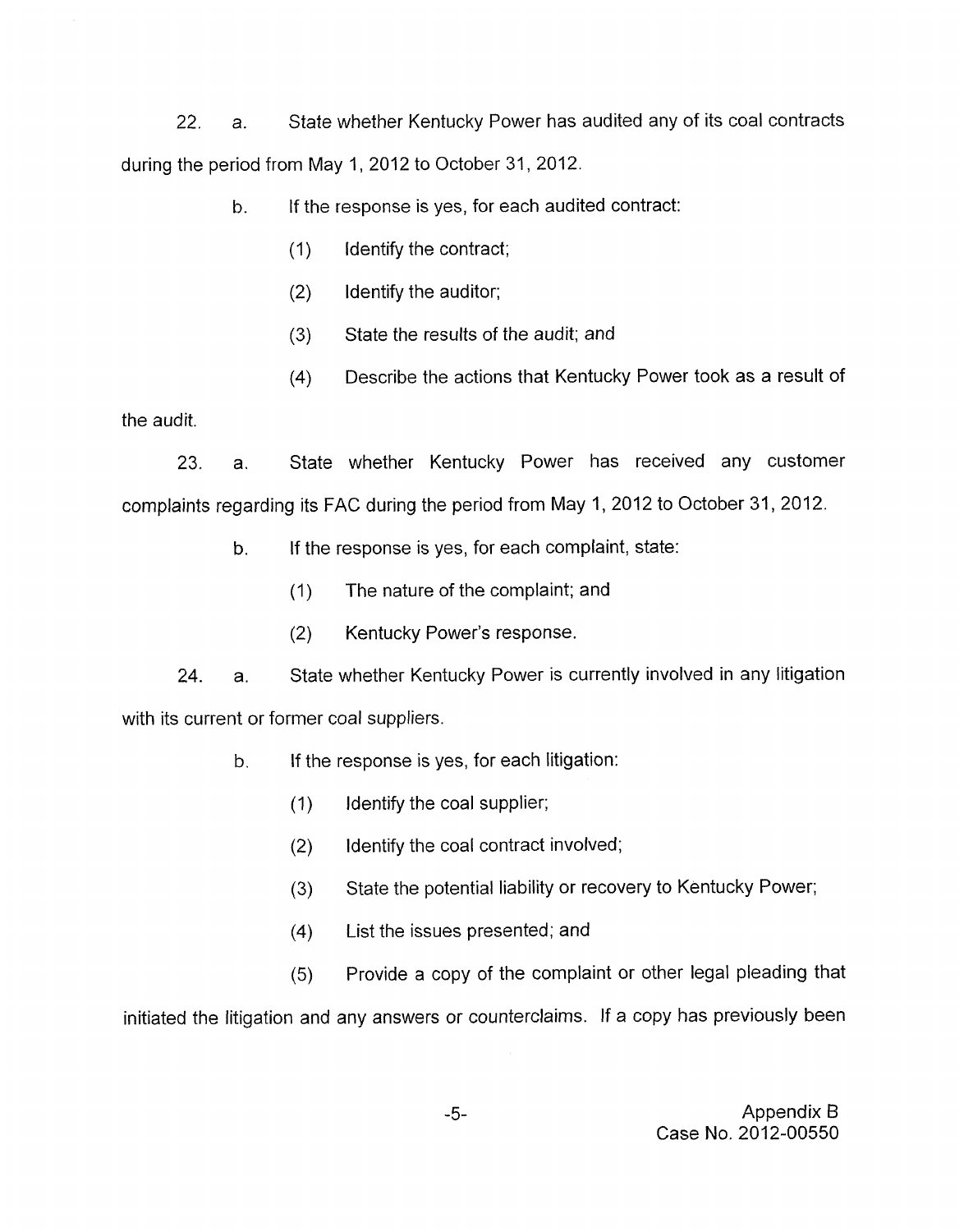22. a. State whether Kentucky Power has audited any of its coal contracts during the period from May 1, 2012 to October 31, 2012.

b. If the response is yes, for each audited contract:

(1) Identify the contract;

(2) Identify the auditor;

(3) State the results of the audit; and

(4) Describe the actions that Kentucky Power took as a result of the audit.

23. a. State whether Kentucky Power has received any customer complaints regarding its FAC during the period from May 1, 2012 to October 31, 2012.

b. If the response is yes, for each complaint, state:

(1) The nature of the complaint; and

(2) Kentucky Power's response.

24. a. State whether Kentucky Power is currently involved in any litigation with its current or former coal suppliers.

b. If the response is yes, for each litigation:

(1) Identify the coal supplier;

(2) Identify the coal contract involved;

(3) State the potential liability or recovery to Kentucky Power;

(4) List the issues presented; and

(5) Provide a copy of the complaint or other legal pleading that initiated the litigation and any answers or counterclaims. If a copy has previously been

Appendix B
Case No. 2012-00550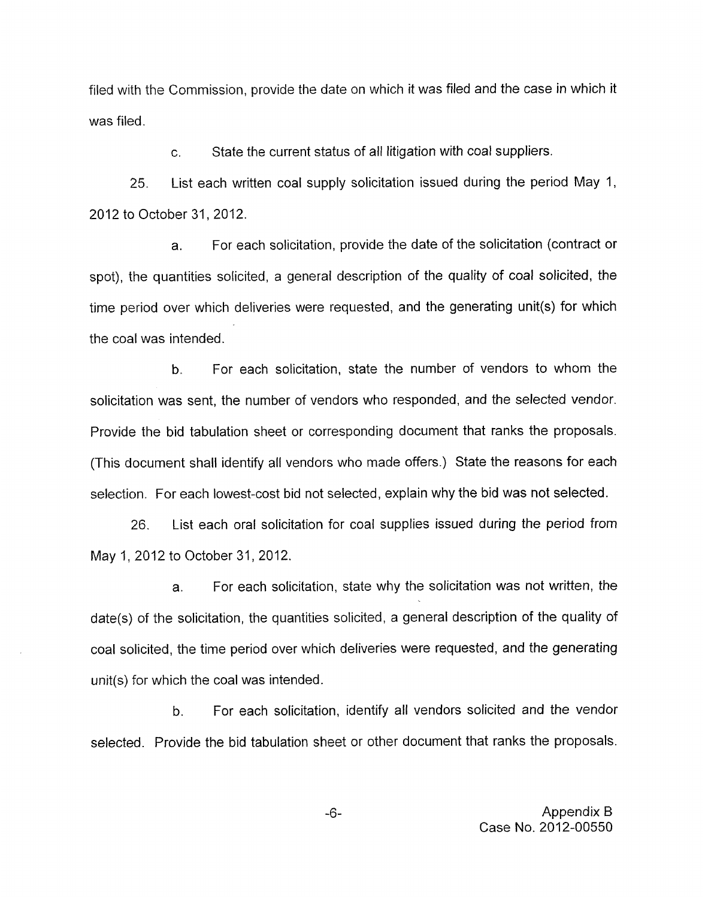filed with the Commission, provide the date on which it was filed and the case in which it was filed.

c. State the current status of all litigation with coal suppliers.

25. List each written coal supply solicitation issued during the period May 1, 2012 to October 31, 2012.

a. For each solicitation, provide the date of the solicitation (contract or spot), the quantities solicited, a general description of the quality of coal solicited, the time period over which deliveries were requested, and the generating unit(s) for which the coal was intended.

b. For each solicitation, state the number of vendors to whom the solicitation was sent, the number of vendors who responded, and the selected vendor. Provide the bid tabulation sheet or corresponding document that ranks the proposals. (This document shall identify all vendors who made offers.) State the reasons for each selection. For each lowest-cost bid not selected, explain why the bid was not selected.

26. List each oral solicitation for coal supplies issued during the period from May 1, 2012 to October 31, 2012.

a. For each solicitation, state why the solicitation was not written, the date(s) of the solicitation, the quantities solicited, a general description of the quality of coal solicited, the time period over which deliveries were requested, and the generating unit(s) for which the coal was intended.

b. For each solicitation, identify all vendors solicited and the vendor selected. Provide the bid tabulation sheet or other document that ranks the proposals.

Appendix B
Case No. 2012-00550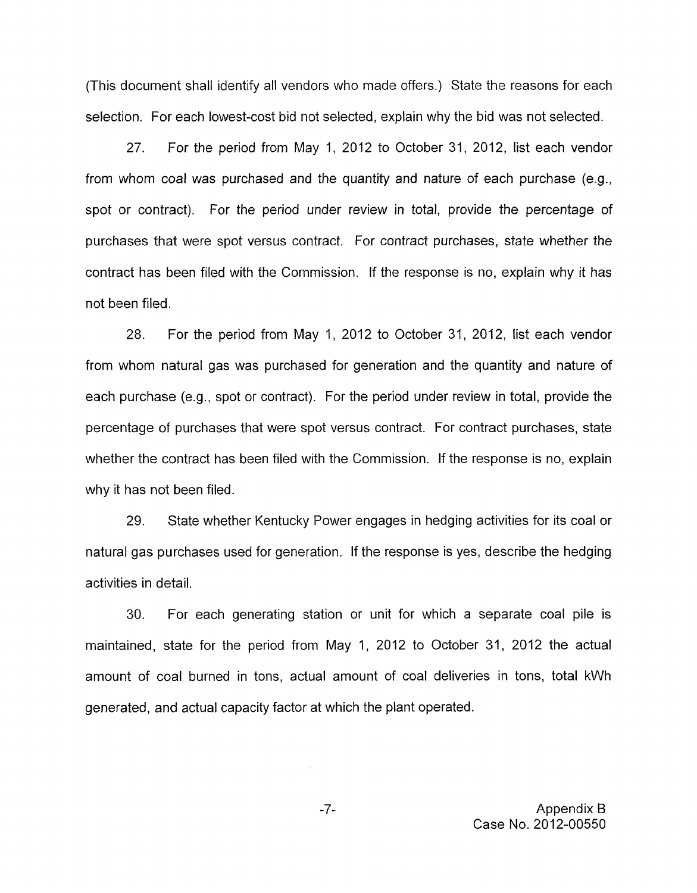(This document shall identify all vendors who made offers.) State the reasons for each selection. For each lowest-cost bid not selected, explain why the bid was not selected.

27. For the period from May 1, 2012 to October 31, 2012, list each vendor from whom coal was purchased and the quantity and nature of each purchase (e.g., spot or contract). For the period under review in total, provide the percentage of purchases that were spot versus contract. For contract purchases, state whether the contract has been filed with the Commission. If the response is no, explain why it has not been filed.

28. For the period from May 1, 2012 to October 31, 2012, list each vendor from whom natural gas was purchased for generation and the quantity and nature of each purchase (e.g., spot or contract). For the period under review in total, provide the percentage of purchases that were spot versus contract. For contract purchases, state whether the contract has been filed with the Commission. If the response is no, explain why it has not been filed.

29. State whether Kentucky Power engages in hedging activities for its coal or natural gas purchases used for generation. If the response is yes, describe the hedging activities in detail.

30. For each generating station or unit for which a separate coal pile is maintained, state for the period from May 1, 2012 to October 31, 2012 the actual amount of coal burned in tons, actual amount of coal deliveries in tons, total kWh generated, and actual capacity factor at which the plant operated.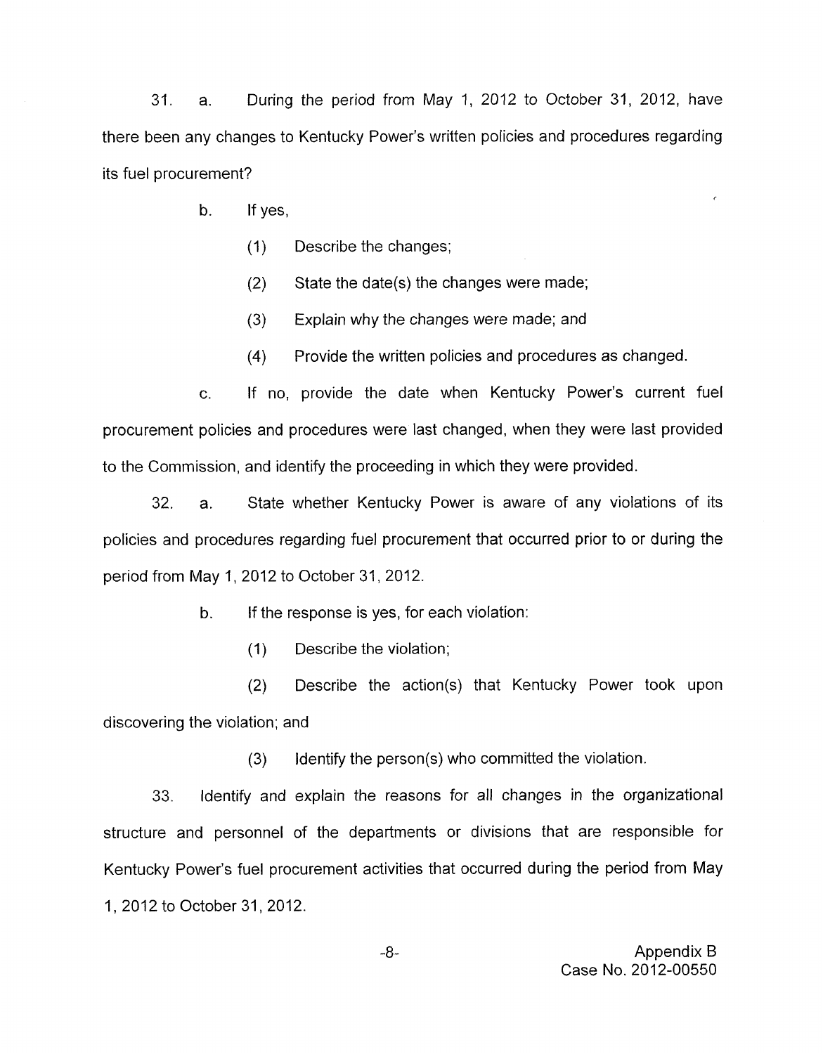31. a. During the period from May 1, 2012 to October 31, 2012, have there been any changes to Kentucky Power's written policies and procedures regarding its fuel procurement?

b. If yes,

(1) Describe the changes;

(2) State the date(s) the changes were made;

(3) Explain why the changes were made; and

(4) Provide the written policies and procedures as changed.

c. If no, provide the date when Kentucky Power's current fuel procurement policies and procedures were last changed, when they were last provided to the Commission, and identify the proceeding in which they were provided.

32. a. State whether Kentucky Power is aware of any violations of its policies and procedures regarding fuel procurement that occurred prior to or during the period from May 1, 2012 to October 31, 2012.

b. If the response is yes, for each violation:

(1) Describe the violation;

(2) Describe the action(s) that Kentucky Power took upon discovering the violation; and

(3) Identify the person(s) who committed the violation.

33. Identify and explain the reasons for all changes in the organizational structure and personnel of the departments or divisions that are responsible for Kentucky Power's fuel procurement activities that occurred during the period from May 1, 2012 to October 31, 2012.

Appendix B
Case No. 2012-00550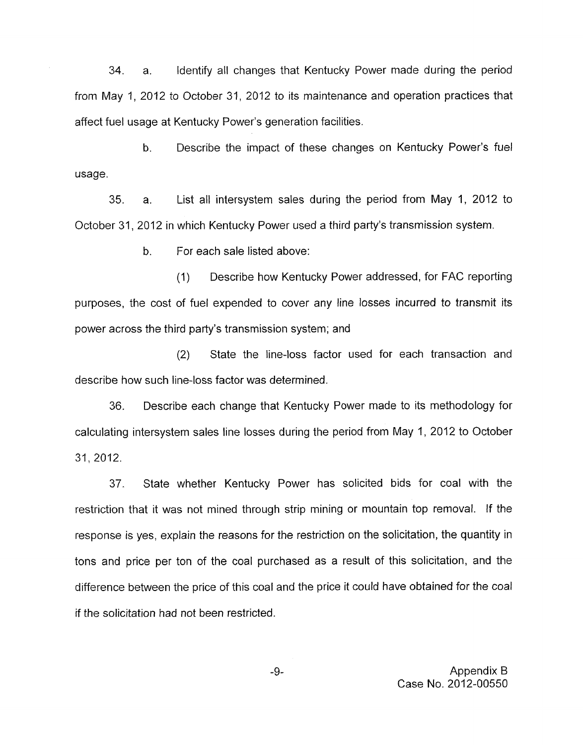34. a. Identify all changes that Kentucky Power made during the period from May 1, 2012 to October 31, 2012 to its maintenance and operation practices that affect fuel usage at Kentucky Power's generation facilities.

b. Describe the impact of these changes on Kentucky Power's fuel usage.

35. a. List all intersystem sales during the period from May 1, 2012 to October 31, 2012 in which Kentucky Power used a third party's transmission system.

b. For each sale listed above:

(1) Describe how Kentucky Power addressed, for FAC reporting purposes, the cost of fuel expended to cover any line losses incurred to transmit its power across the third party's transmission system; and

(2) State the line-loss factor used for each transaction and describe how such line-loss factor was determined.

36. Describe each change that Kentucky Power made to its methodology for calculating intersystem sales line losses during the period from May 1, 2012 to October 31, 2012.

37. State whether Kentucky Power has solicited bids for coal with the restriction that it was not mined through strip mining or mountain top removal. If the response is yes, explain the reasons for the restriction on the solicitation, the quantity in tons and price per ton of the coal purchased as a result of this solicitation, and the difference between the price of this coal and the price it could have obtained for the coal if the solicitation had not been restricted.

Appendix B
Case No. 2012-00550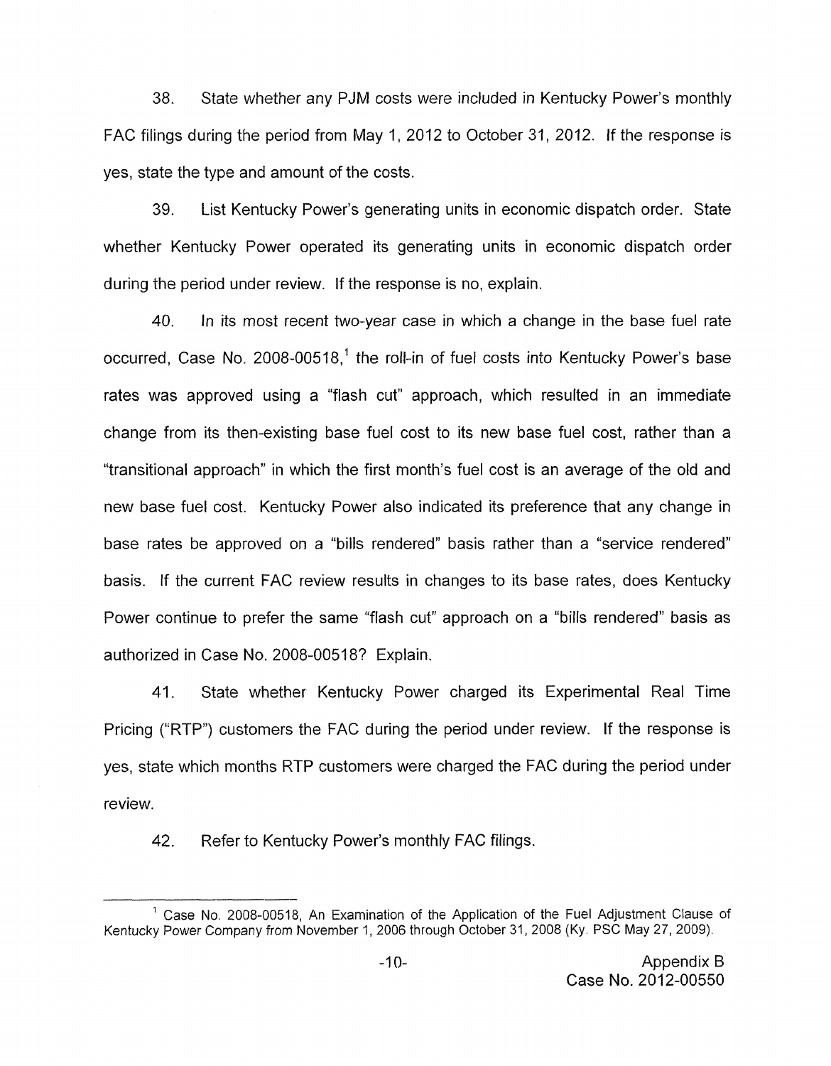38. State whether any PJM costs were included in Kentucky Power's monthly FAC filings during the period from May 1, 2012 to October 31, 2012. If the response is yes, state the type and amount of the costs.

39. List Kentucky Power's generating units in economic dispatch order. State whether Kentucky Power operated its generating units in economic dispatch order during the period under review. If the response is no, explain.

40. In its most recent two-year case in which a change in the base fuel rate occurred, Case No. 2008-00518,[1] the roll-in of fuel costs into Kentucky Power's base rates was approved using a "flash cut" approach, which resulted in an immediate change from its then-existing base fuel cost to its new base fuel cost, rather than a "transitional approach" in which the first month's fuel cost is an average of the old and new base fuel cost. Kentucky Power also indicated its preference that any change in base rates be approved on a "bills rendered" basis rather than a "service rendered" basis. If the current FAC review results in changes to its base rates, does Kentucky Power continue to prefer the same "flash cut" approach on a "bills rendered" basis as authorized in Case No. 2008-00518? Explain.

41. State whether Kentucky Power charged its Experimental Real Time Pricing ("RTP") customers the FAC during the period under review. If the response is yes, state which months RTP customers were charged the FAC during the period under review.

42. Refer to Kentucky Power's monthly FAC filings.

---

[1] Case No. 2008-00518, An Examination of the Application of the Fuel Adjustment Clause of Kentucky Power Company from November 1, 2006 through October 31, 2008 (Ky. PSC May 27, 2009).

Appendix B
Case No. 2012-00550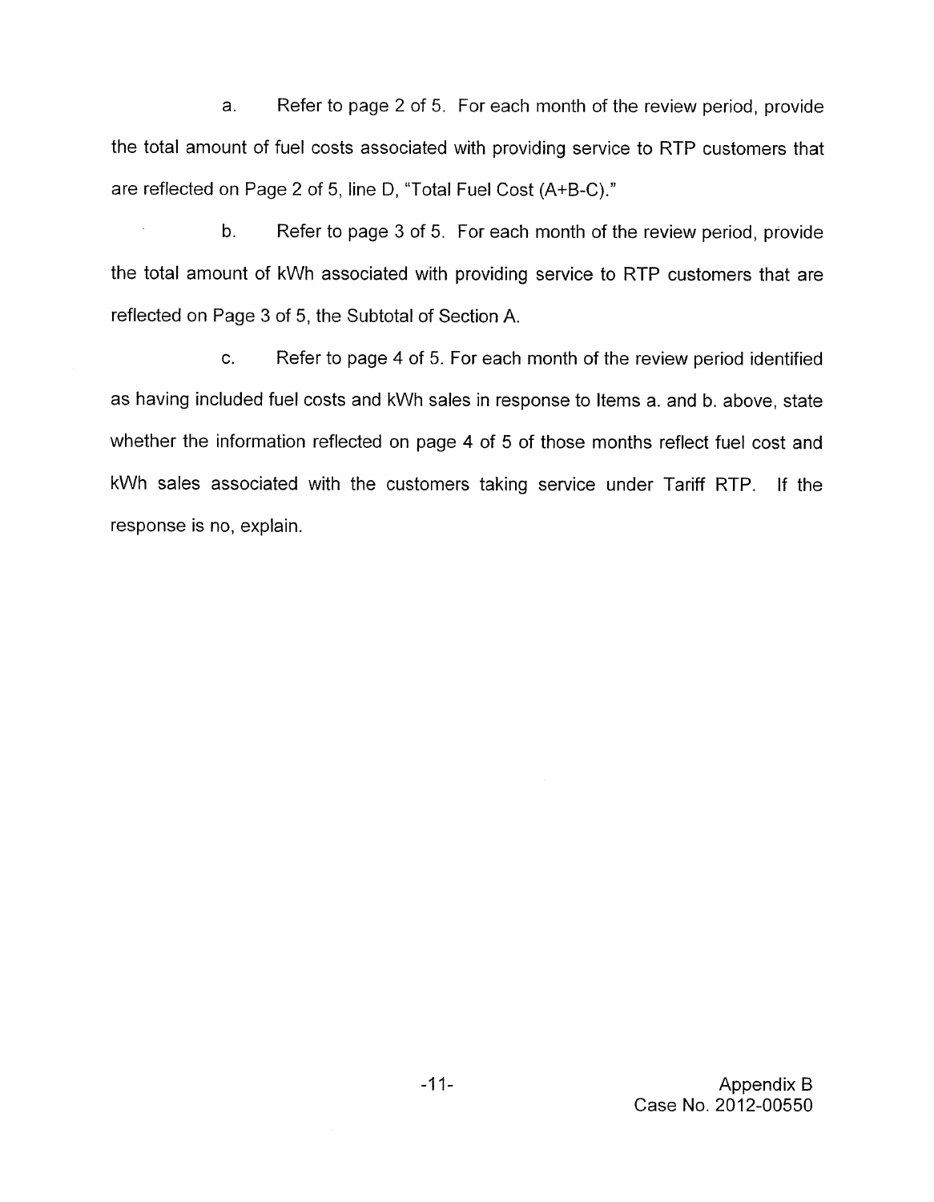a. Refer to page 2 of 5. For each month of the review period, provide the total amount of fuel costs associated with providing service to RTP customers that are reflected on Page 2 of 5, line D, "Total Fuel Cost (A+B-C)."

b. Refer to page 3 of 5. For each month of the review period, provide the total amount of kWh associated with providing service to RTP customers that are reflected on Page 3 of 5, the Subtotal of Section A.

c. Refer to page 4 of 5. For each month of the review period identified as having included fuel costs and kWh sales in response to Items a. and b. above, state whether the information reflected on page 4 of 5 of those months reflect fuel cost and kWh sales associated with the customers taking service under Tariff RTP. If the response is no, explain.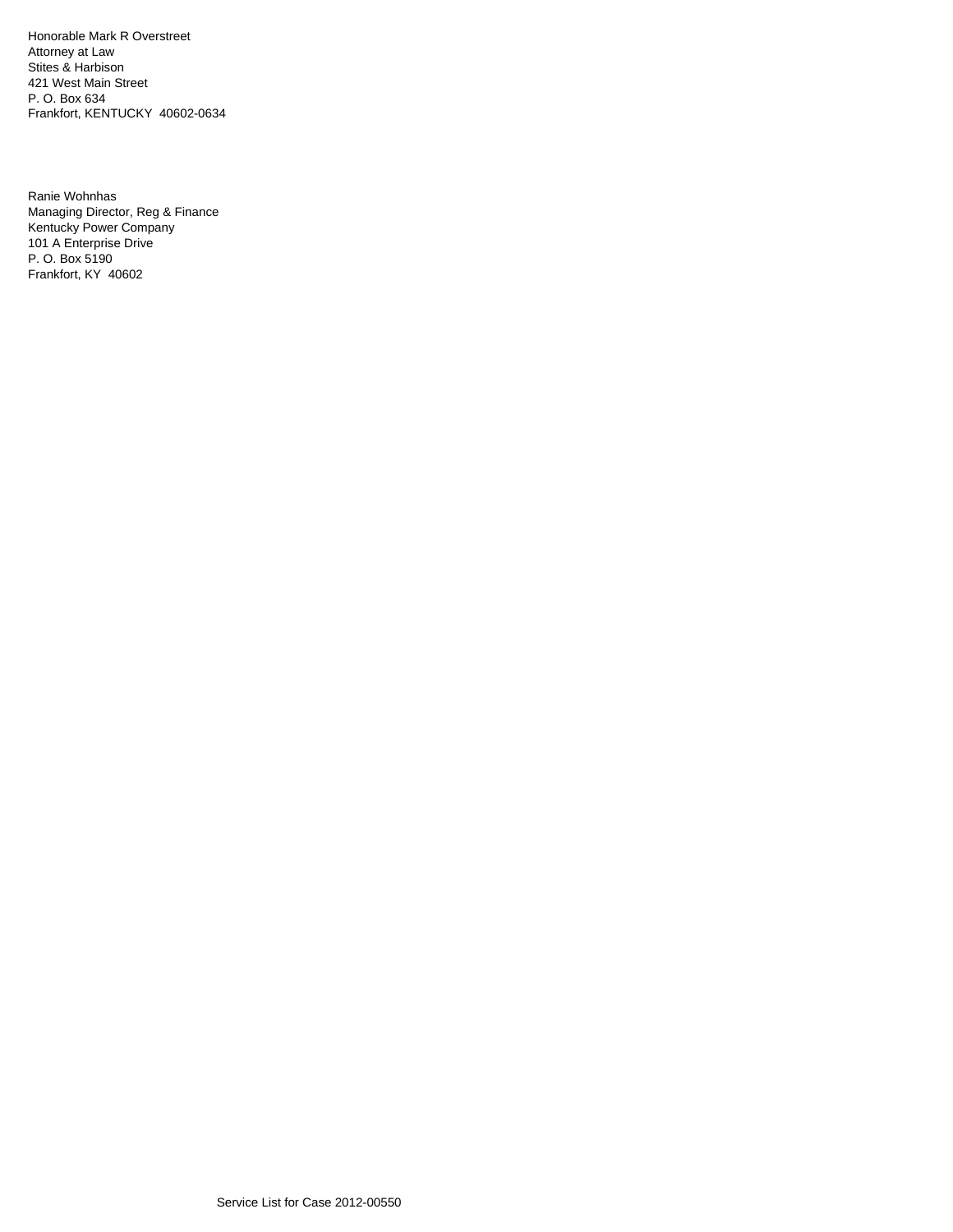Honorable Mark R Overstreet
Attorney at Law
Stites & Harbison
421 West Main Street
P. O. Box 634
Frankfort, KENTUCKY 40602-0634

Ranie Wohnhas
Managing Director, Reg & Finance
Kentucky Power Company
101 A Enterprise Drive
P. O. Box 5190
Frankfort, KY 40602